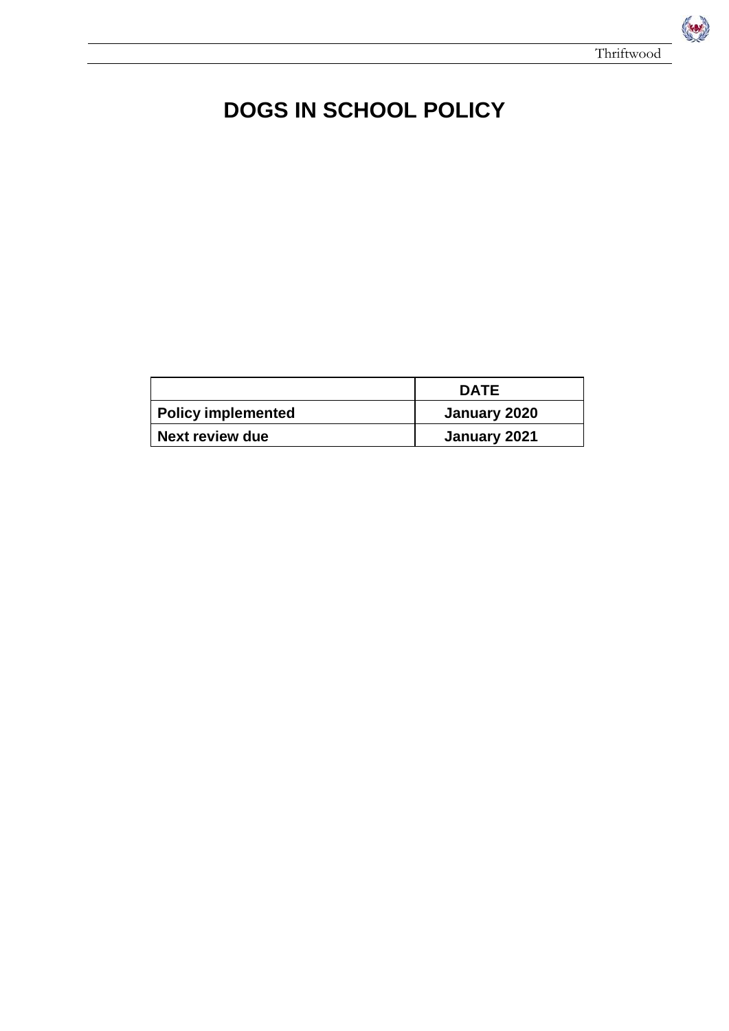# DOGS IN SCHOOL POLICY

| | DATE |
|---|---|
| **Policy implemented** | **January 2020** |
| **Next review due** | **January 2021** |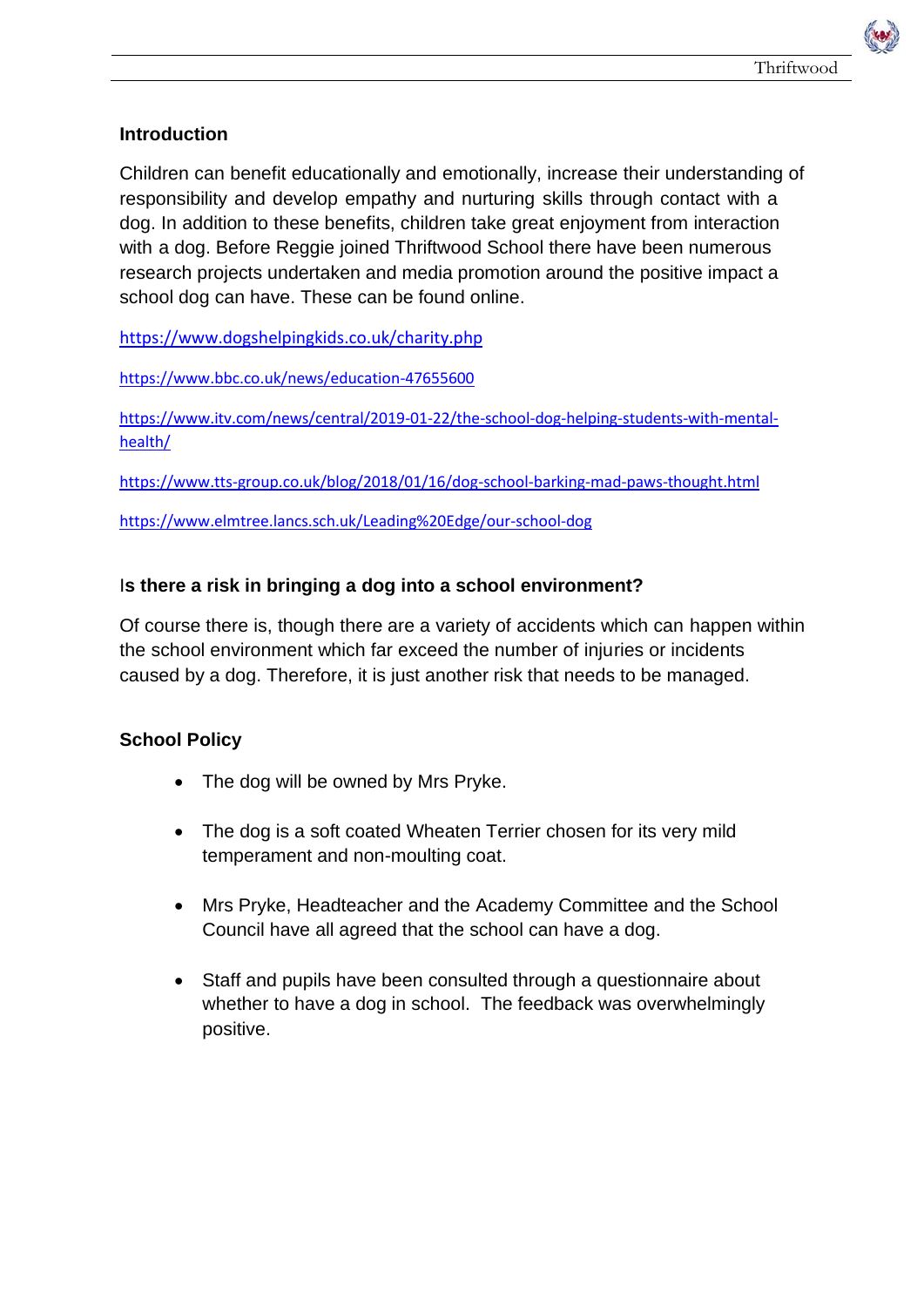## Introduction

Children can benefit educationally and emotionally, increase their understanding of responsibility and develop empathy and nurturing skills through contact with a dog. In addition to these benefits, children take great enjoyment from interaction with a dog. Before Reggie joined Thriftwood School there have been numerous research projects undertaken and media promotion around the positive impact a school dog can have. These can be found online.

https://www.dogshelpingkids.co.uk/charity.php

https://www.bbc.co.uk/news/education-47655600

https://www.itv.com/news/central/2019-01-22/the-school-dog-helping-students-with-mental-health/

https://www.tts-group.co.uk/blog/2018/01/16/dog-school-barking-mad-paws-thought.html

https://www.elmtree.lancs.sch.uk/Leading%20Edge/our-school-dog

## Is there a risk in bringing a dog into a school environment?

Of course there is, though there are a variety of accidents which can happen within the school environment which far exceed the number of injuries or incidents caused by a dog. Therefore, it is just another risk that needs to be managed.

## School Policy

- The dog will be owned by Mrs Pryke.
- The dog is a soft coated Wheaten Terrier chosen for its very mild temperament and non-moulting coat.
- Mrs Pryke, Headteacher and the Academy Committee and the School Council have all agreed that the school can have a dog.
- Staff and pupils have been consulted through a questionnaire about whether to have a dog in school. The feedback was overwhelmingly positive.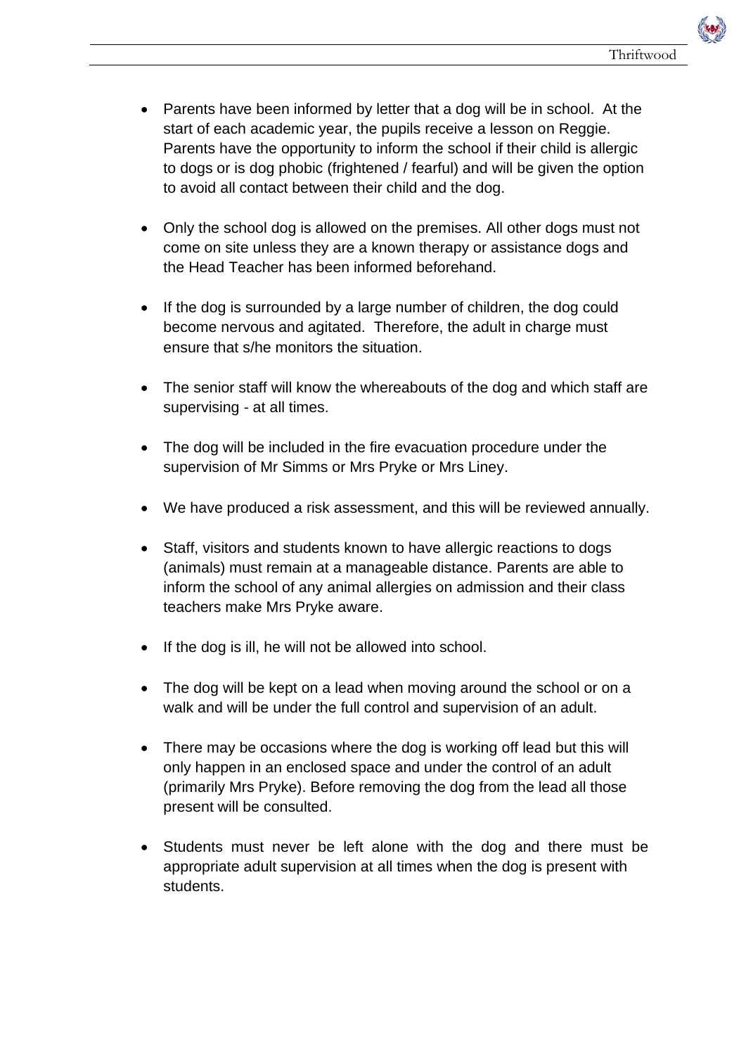- Parents have been informed by letter that a dog will be in school. At the start of each academic year, the pupils receive a lesson on Reggie. Parents have the opportunity to inform the school if their child is allergic to dogs or is dog phobic (frightened / fearful) and will be given the option to avoid all contact between their child and the dog.

- Only the school dog is allowed on the premises. All other dogs must not come on site unless they are a known therapy or assistance dogs and the Head Teacher has been informed beforehand.

- If the dog is surrounded by a large number of children, the dog could become nervous and agitated. Therefore, the adult in charge must ensure that s/he monitors the situation.

- The senior staff will know the whereabouts of the dog and which staff are supervising - at all times.

- The dog will be included in the fire evacuation procedure under the supervision of Mr Simms or Mrs Pryke or Mrs Liney.

- We have produced a risk assessment, and this will be reviewed annually.

- Staff, visitors and students known to have allergic reactions to dogs (animals) must remain at a manageable distance. Parents are able to inform the school of any animal allergies on admission and their class teachers make Mrs Pryke aware.

- If the dog is ill, he will not be allowed into school.

- The dog will be kept on a lead when moving around the school or on a walk and will be under the full control and supervision of an adult.

- There may be occasions where the dog is working off lead but this will only happen in an enclosed space and under the control of an adult (primarily Mrs Pryke). Before removing the dog from the lead all those present will be consulted.

- Students must never be left alone with the dog and there must be appropriate adult supervision at all times when the dog is present with students.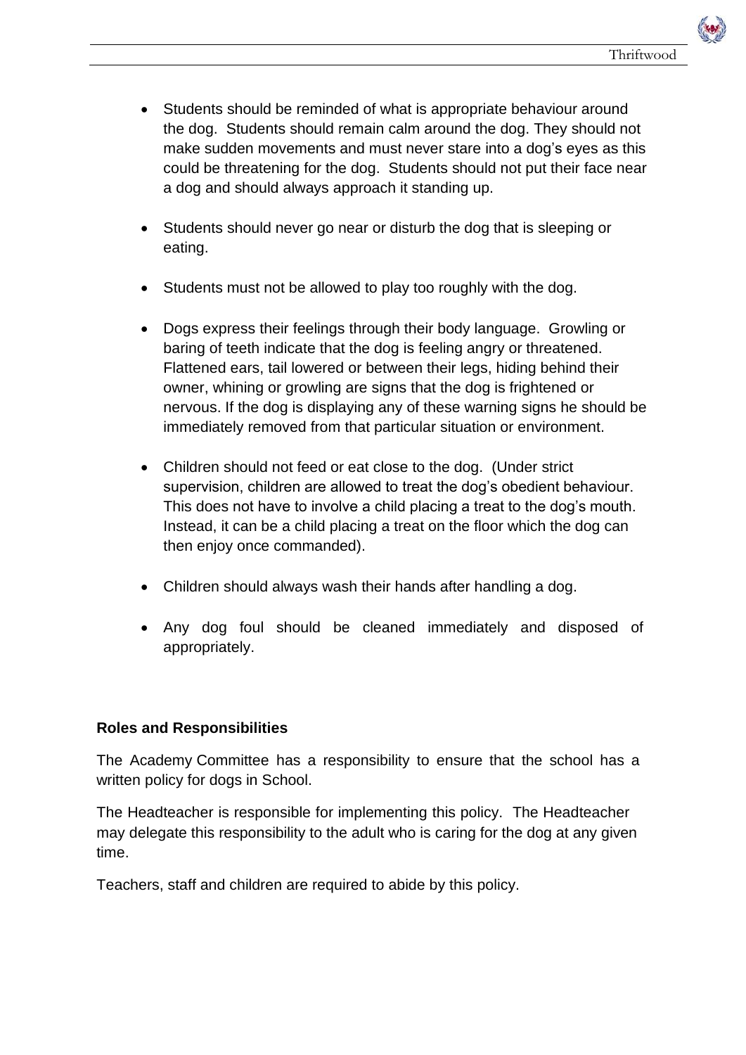- Students should be reminded of what is appropriate behaviour around the dog. Students should remain calm around the dog. They should not make sudden movements and must never stare into a dog's eyes as this could be threatening for the dog. Students should not put their face near a dog and should always approach it standing up.

- Students should never go near or disturb the dog that is sleeping or eating.

- Students must not be allowed to play too roughly with the dog.

- Dogs express their feelings through their body language. Growling or baring of teeth indicate that the dog is feeling angry or threatened. Flattened ears, tail lowered or between their legs, hiding behind their owner, whining or growling are signs that the dog is frightened or nervous. If the dog is displaying any of these warning signs he should be immediately removed from that particular situation or environment.

- Children should not feed or eat close to the dog. (Under strict supervision, children are allowed to treat the dog's obedient behaviour. This does not have to involve a child placing a treat to the dog's mouth. Instead, it can be a child placing a treat on the floor which the dog can then enjoy once commanded).

- Children should always wash their hands after handling a dog.

- Any dog foul should be cleaned immediately and disposed of appropriately.

## Roles and Responsibilities

The Academy Committee has a responsibility to ensure that the school has a written policy for dogs in School.

The Headteacher is responsible for implementing this policy. The Headteacher may delegate this responsibility to the adult who is caring for the dog at any given time.

Teachers, staff and children are required to abide by this policy.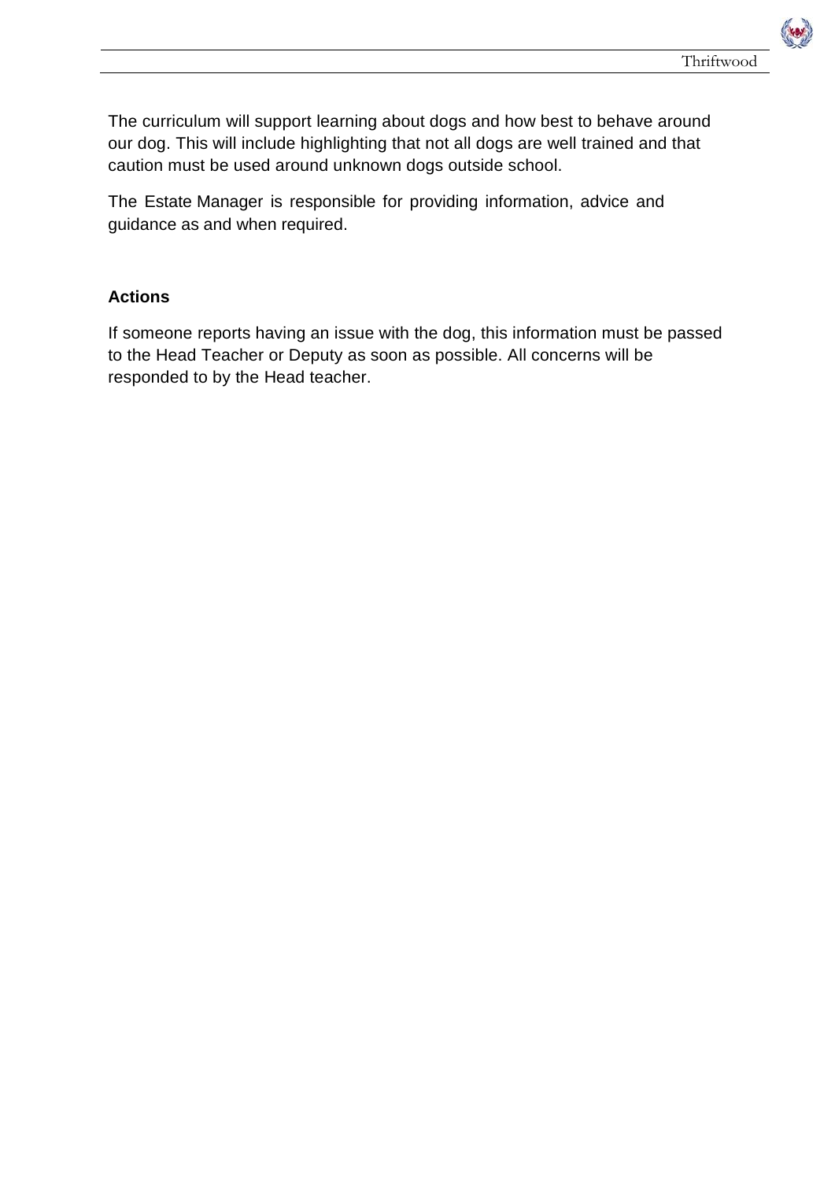The curriculum will support learning about dogs and how best to behave around our dog. This will include highlighting that not all dogs are well trained and that caution must be used around unknown dogs outside school.

The Estate Manager is responsible for providing information, advice and guidance as and when required.

**Actions**

If someone reports having an issue with the dog, this information must be passed to the Head Teacher or Deputy as soon as possible. All concerns will be responded to by the Head teacher.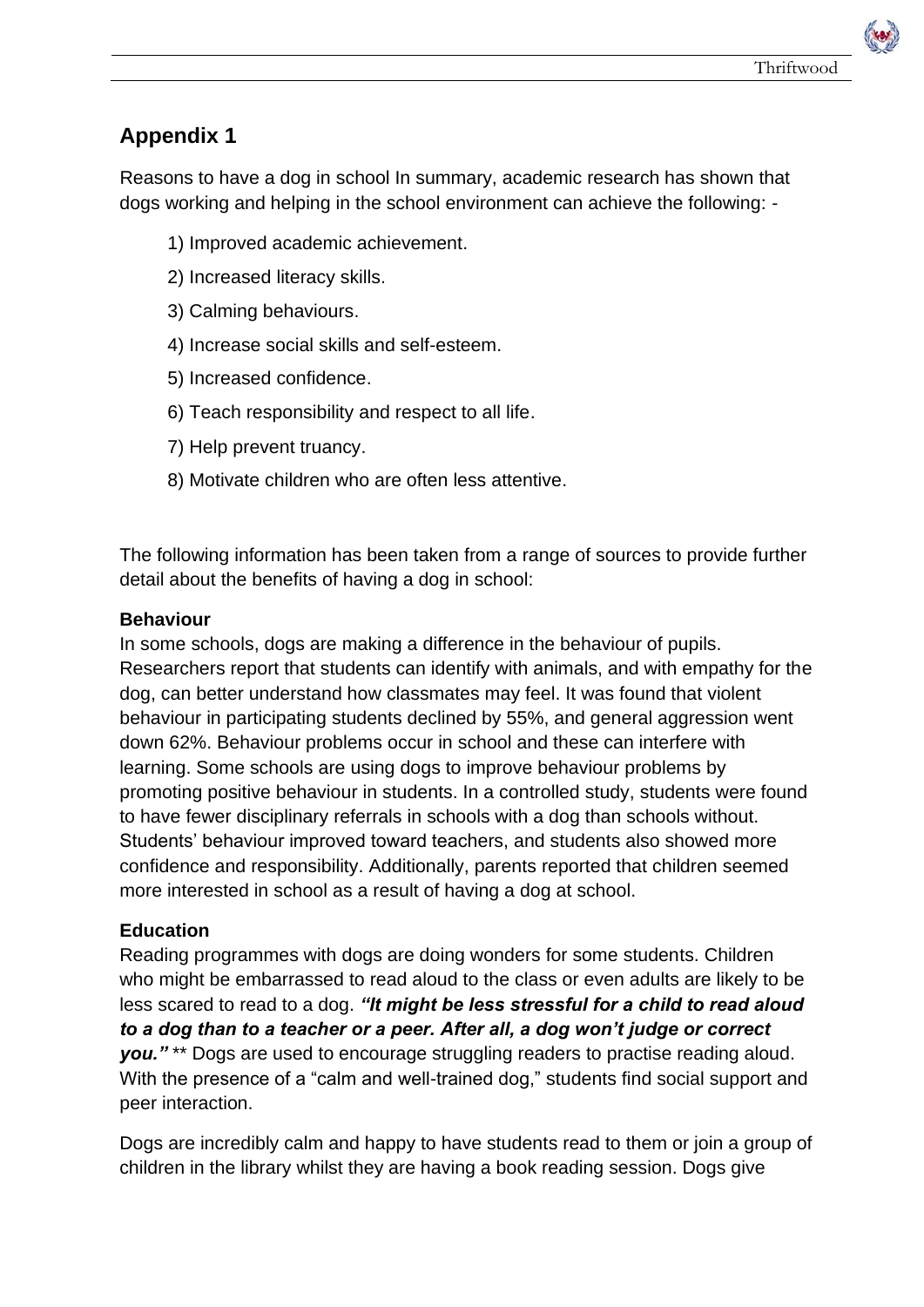## Appendix 1

Reasons to have a dog in school In summary, academic research has shown that dogs working and helping in the school environment can achieve the following: -

1) Improved academic achievement.
2) Increased literacy skills.
3) Calming behaviours.
4) Increase social skills and self-esteem.
5) Increased confidence.
6) Teach responsibility and respect to all life.
7) Help prevent truancy.
8) Motivate children who are often less attentive.

The following information has been taken from a range of sources to provide further detail about the benefits of having a dog in school:

**Behaviour**
In some schools, dogs are making a difference in the behaviour of pupils. Researchers report that students can identify with animals, and with empathy for the dog, can better understand how classmates may feel. It was found that violent behaviour in participating students declined by 55%, and general aggression went down 62%. Behaviour problems occur in school and these can interfere with learning. Some schools are using dogs to improve behaviour problems by promoting positive behaviour in students. In a controlled study, students were found to have fewer disciplinary referrals in schools with a dog than schools without. Students' behaviour improved toward teachers, and students also showed more confidence and responsibility. Additionally, parents reported that children seemed more interested in school as a result of having a dog at school.

**Education**
Reading programmes with dogs are doing wonders for some students. Children who might be embarrassed to read aloud to the class or even adults are likely to be less scared to read to a dog. ***"It might be less stressful for a child to read aloud to a dog than to a teacher or a peer. After all, a dog won't judge or correct you."*** ** Dogs are used to encourage struggling readers to practise reading aloud. With the presence of a "calm and well-trained dog," students find social support and peer interaction.

Dogs are incredibly calm and happy to have students read to them or join a group of children in the library whilst they are having a book reading session. Dogs give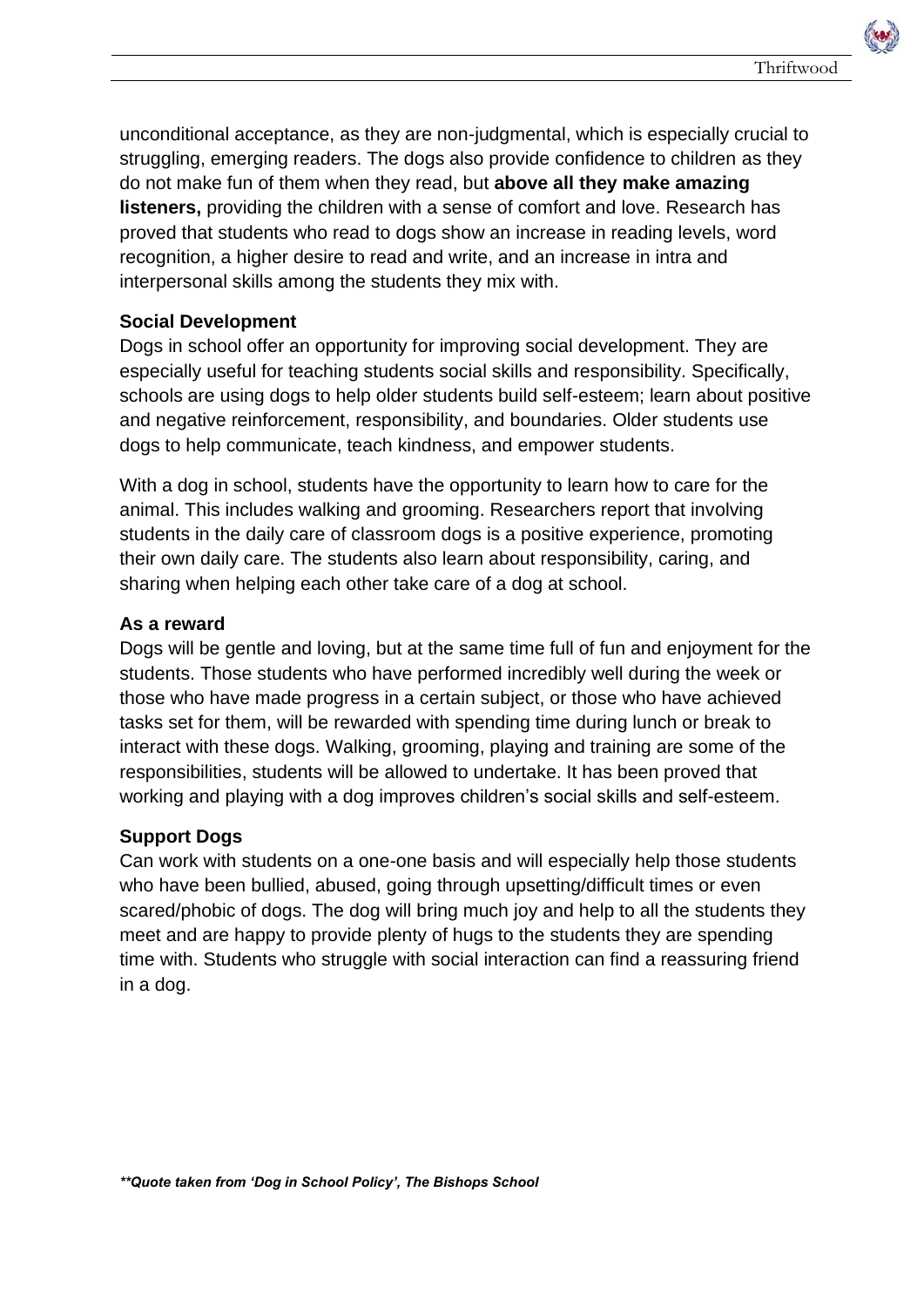unconditional acceptance, as they are non-judgmental, which is especially crucial to struggling, emerging readers. The dogs also provide confidence to children as they do not make fun of them when they read, but **above all they make amazing listeners,** providing the children with a sense of comfort and love. Research has proved that students who read to dogs show an increase in reading levels, word recognition, a higher desire to read and write, and an increase in intra and interpersonal skills among the students they mix with.

**Social Development**

Dogs in school offer an opportunity for improving social development. They are especially useful for teaching students social skills and responsibility. Specifically, schools are using dogs to help older students build self-esteem; learn about positive and negative reinforcement, responsibility, and boundaries. Older students use dogs to help communicate, teach kindness, and empower students.

With a dog in school, students have the opportunity to learn how to care for the animal. This includes walking and grooming. Researchers report that involving students in the daily care of classroom dogs is a positive experience, promoting their own daily care. The students also learn about responsibility, caring, and sharing when helping each other take care of a dog at school.

**As a reward**

Dogs will be gentle and loving, but at the same time full of fun and enjoyment for the students. Those students who have performed incredibly well during the week or those who have made progress in a certain subject, or those who have achieved tasks set for them, will be rewarded with spending time during lunch or break to interact with these dogs. Walking, grooming, playing and training are some of the responsibilities, students will be allowed to undertake. It has been proved that working and playing with a dog improves children's social skills and self-esteem.

**Support Dogs**

Can work with students on a one-one basis and will especially help those students who have been bullied, abused, going through upsetting/difficult times or even scared/phobic of dogs. The dog will bring much joy and help to all the students they meet and are happy to provide plenty of hugs to the students they are spending time with. Students who struggle with social interaction can find a reassuring friend in a dog.

***\*\*Quote taken from 'Dog in School Policy', The Bishops School***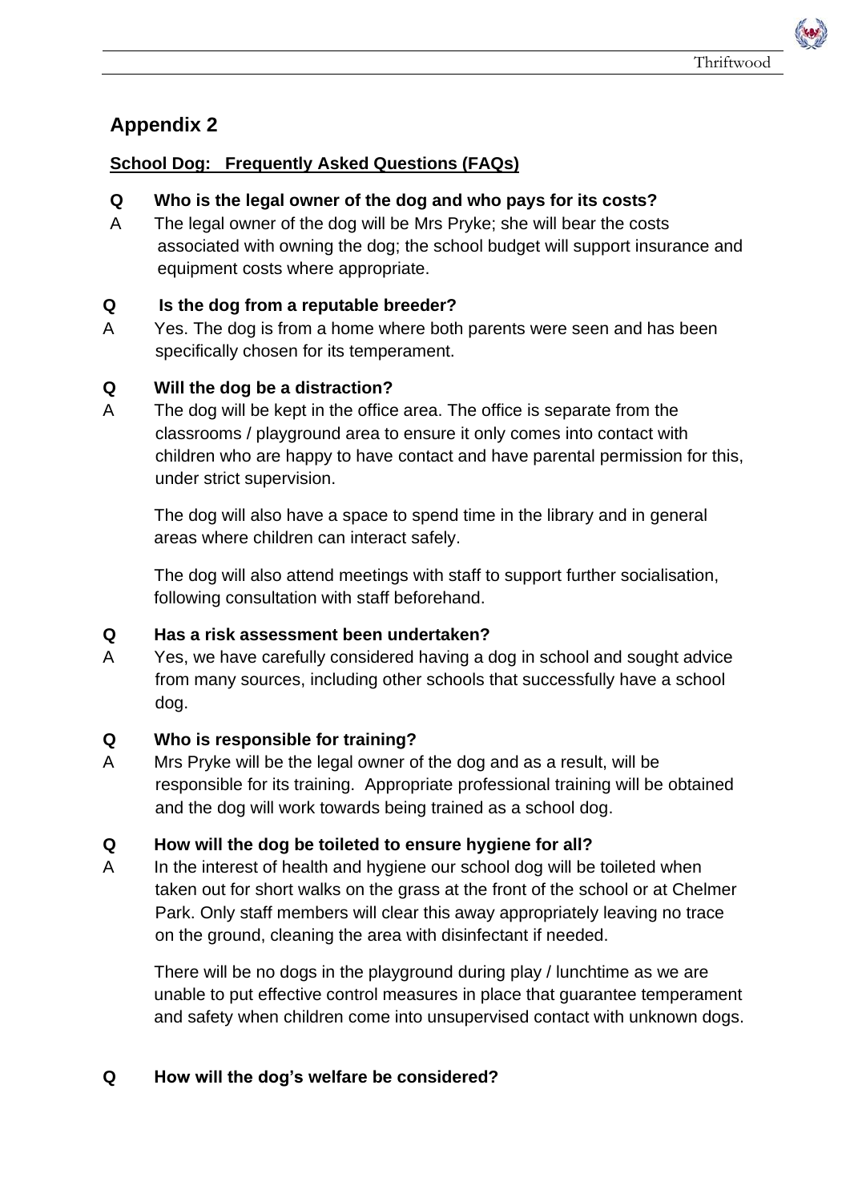## Appendix 2

**School Dog: Frequently Asked Questions (FAQs)**

**Q Who is the legal owner of the dog and who pays for its costs?**

A The legal owner of the dog will be Mrs Pryke; she will bear the costs associated with owning the dog; the school budget will support insurance and equipment costs where appropriate.

**Q Is the dog from a reputable breeder?**

A Yes. The dog is from a home where both parents were seen and has been specifically chosen for its temperament.

**Q Will the dog be a distraction?**

A The dog will be kept in the office area. The office is separate from the classrooms / playground area to ensure it only comes into contact with children who are happy to have contact and have parental permission for this, under strict supervision.

The dog will also have a space to spend time in the library and in general areas where children can interact safely.

The dog will also attend meetings with staff to support further socialisation, following consultation with staff beforehand.

**Q Has a risk assessment been undertaken?**

A Yes, we have carefully considered having a dog in school and sought advice from many sources, including other schools that successfully have a school dog.

**Q Who is responsible for training?**

A Mrs Pryke will be the legal owner of the dog and as a result, will be responsible for its training. Appropriate professional training will be obtained and the dog will work towards being trained as a school dog.

**Q How will the dog be toileted to ensure hygiene for all?**

A In the interest of health and hygiene our school dog will be toileted when taken out for short walks on the grass at the front of the school or at Chelmer Park. Only staff members will clear this away appropriately leaving no trace on the ground, cleaning the area with disinfectant if needed.

There will be no dogs in the playground during play / lunchtime as we are unable to put effective control measures in place that guarantee temperament and safety when children come into unsupervised contact with unknown dogs.

**Q How will the dog's welfare be considered?**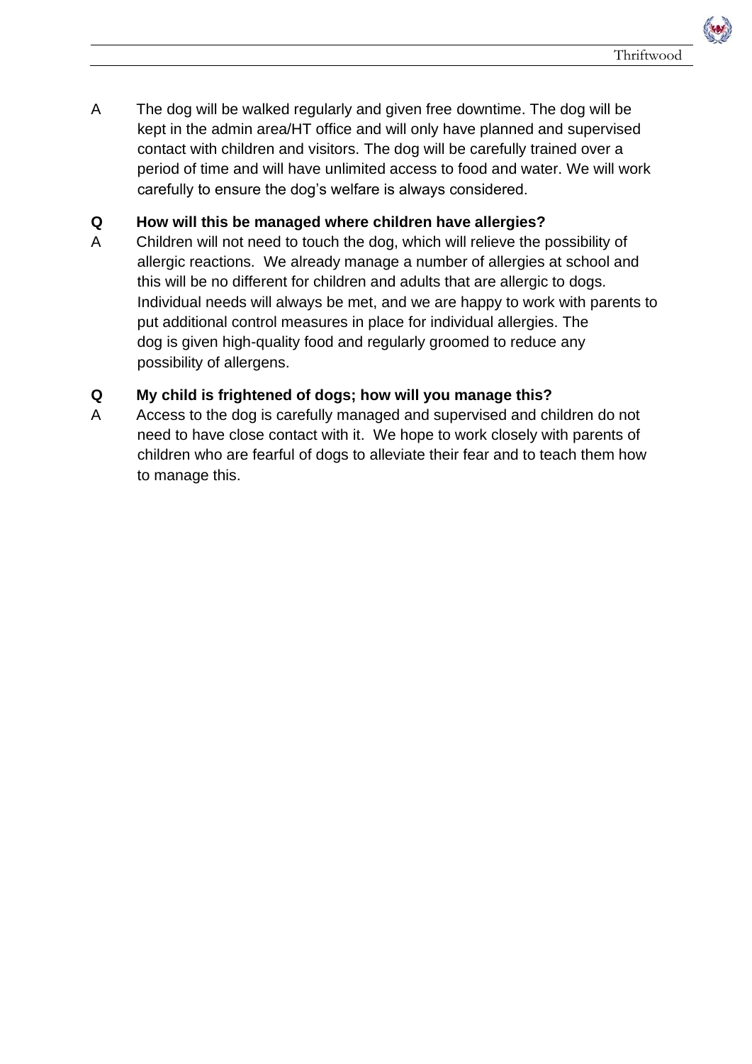A The dog will be walked regularly and given free downtime. The dog will be kept in the admin area/HT office and will only have planned and supervised contact with children and visitors. The dog will be carefully trained over a period of time and will have unlimited access to food and water. We will work carefully to ensure the dog's welfare is always considered.

**Q How will this be managed where children have allergies?**

A Children will not need to touch the dog, which will relieve the possibility of allergic reactions. We already manage a number of allergies at school and this will be no different for children and adults that are allergic to dogs. Individual needs will always be met, and we are happy to work with parents to put additional control measures in place for individual allergies. The dog is given high-quality food and regularly groomed to reduce any possibility of allergens.

**Q My child is frightened of dogs; how will you manage this?**

A Access to the dog is carefully managed and supervised and children do not need to have close contact with it. We hope to work closely with parents of children who are fearful of dogs to alleviate their fear and to teach them how to manage this.